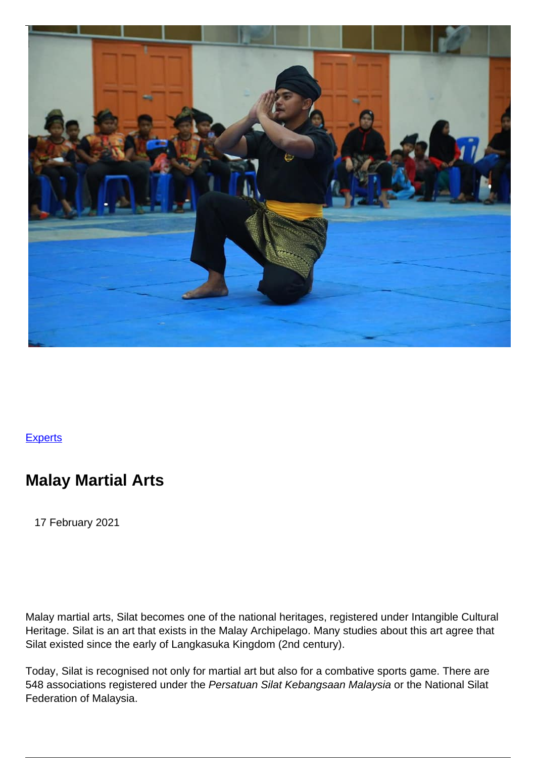[Experts](#)

## Malay Martial Arts

17 February 2021

Malay martial arts, Silat becomes one of the national heritages, registered under Intangible Cultural Heritage. Silat is an art that exists in the Malay Archipelago. Many studies about this art agree that Silat existed since the early of Langkasuka Kingdom (2nd century).

Today, Silat is recognised not only for martial art but also for a combative sports game. There are 548 associations registered under the *Persatuan Silat Kebangsaan Malaysia* or the National Silat Federation of Malaysia.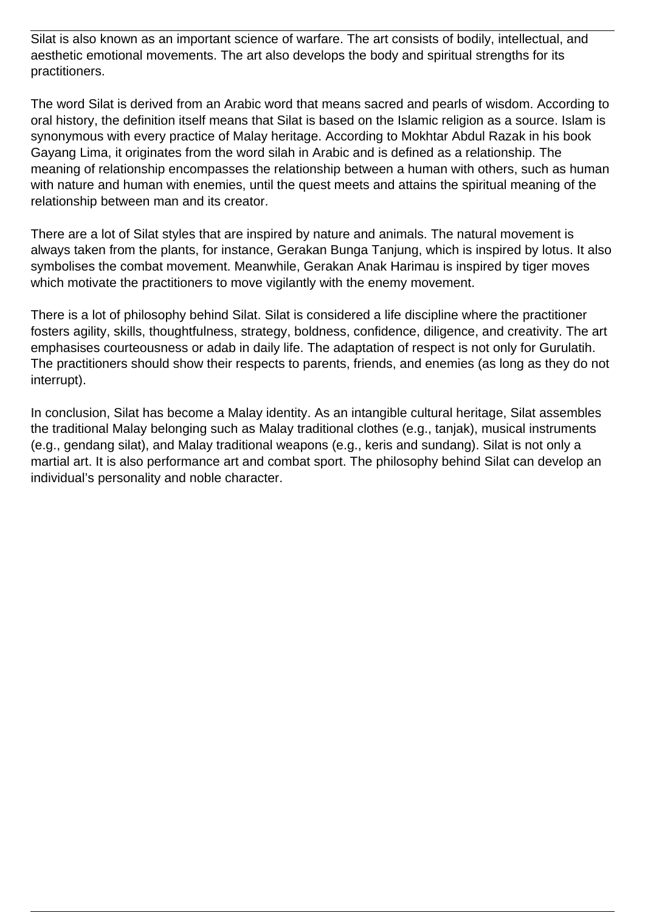Silat is also known as an important science of warfare. The art consists of bodily, intellectual, and aesthetic emotional movements. The art also develops the body and spiritual strengths for its practitioners.

The word Silat is derived from an Arabic word that means sacred and pearls of wisdom. According to oral history, the definition itself means that Silat is based on the Islamic religion as a source. Islam is synonymous with every practice of Malay heritage. According to Mokhtar Abdul Razak in his book Gayang Lima, it originates from the word silah in Arabic and is defined as a relationship. The meaning of relationship encompasses the relationship between a human with others, such as human with nature and human with enemies, until the quest meets and attains the spiritual meaning of the relationship between man and its creator.

There are a lot of Silat styles that are inspired by nature and animals. The natural movement is always taken from the plants, for instance, Gerakan Bunga Tanjung, which is inspired by lotus. It also symbolises the combat movement. Meanwhile, Gerakan Anak Harimau is inspired by tiger moves which motivate the practitioners to move vigilantly with the enemy movement.

There is a lot of philosophy behind Silat. Silat is considered a life discipline where the practitioner fosters agility, skills, thoughtfulness, strategy, boldness, confidence, diligence, and creativity. The art emphasises courteousness or adab in daily life. The adaptation of respect is not only for Gurulatih. The practitioners should show their respects to parents, friends, and enemies (as long as they do not interrupt).

In conclusion, Silat has become a Malay identity. As an intangible cultural heritage, Silat assembles the traditional Malay belonging such as Malay traditional clothes (e.g., tanjak), musical instruments (e.g., gendang silat), and Malay traditional weapons (e.g., keris and sundang). Silat is not only a martial art. It is also performance art and combat sport. The philosophy behind Silat can develop an individual's personality and noble character.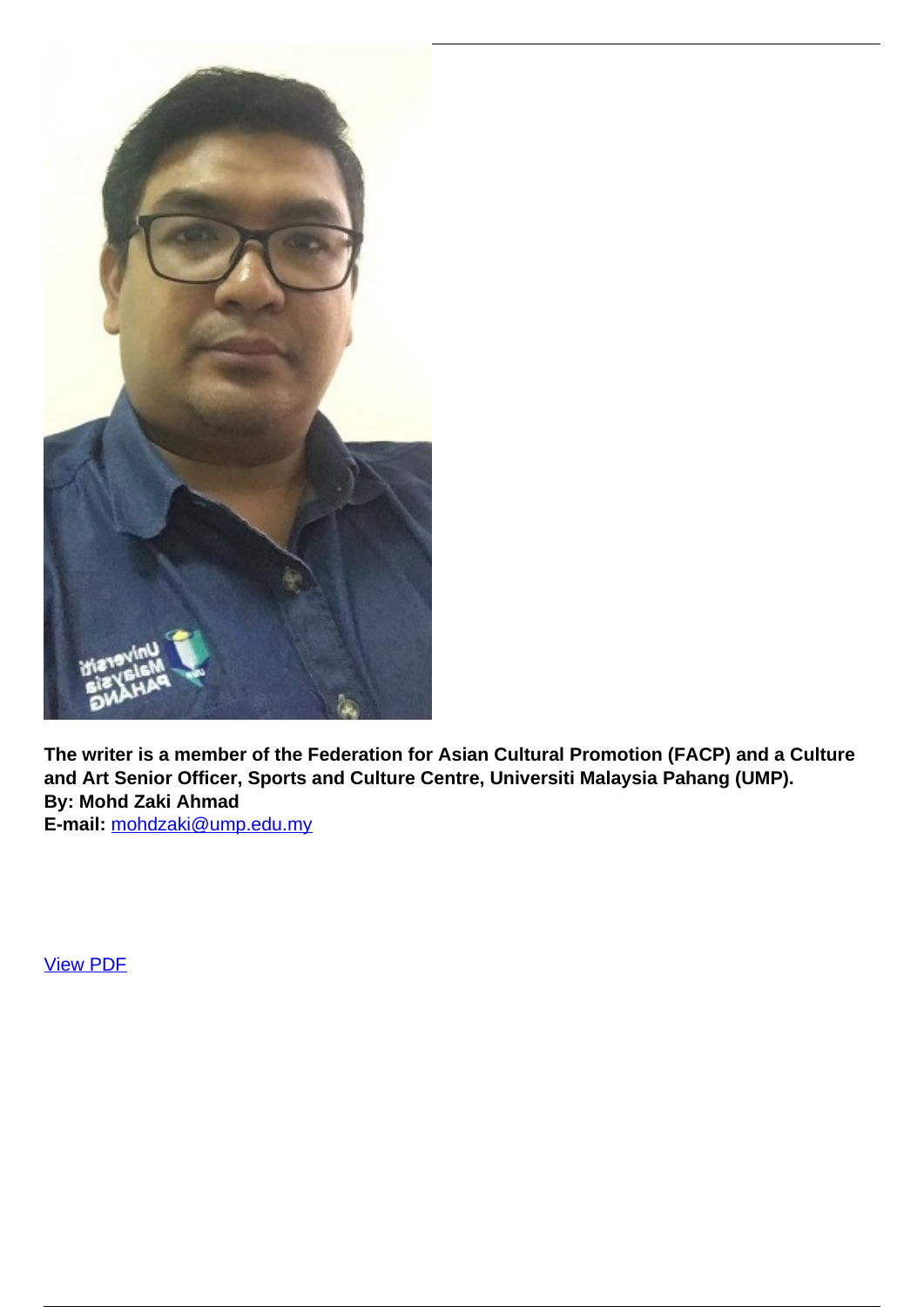**The writer is a member of the Federation for Asian Cultural Promotion (FACP) and a Culture and Art Senior Officer, Sports and Culture Centre, Universiti Malaysia Pahang (UMP).**
**By: Mohd Zaki Ahmad**
**E-mail:** [mohdzaki@ump.edu.my](mailto:mohdzaki@ump.edu.my)

View PDF